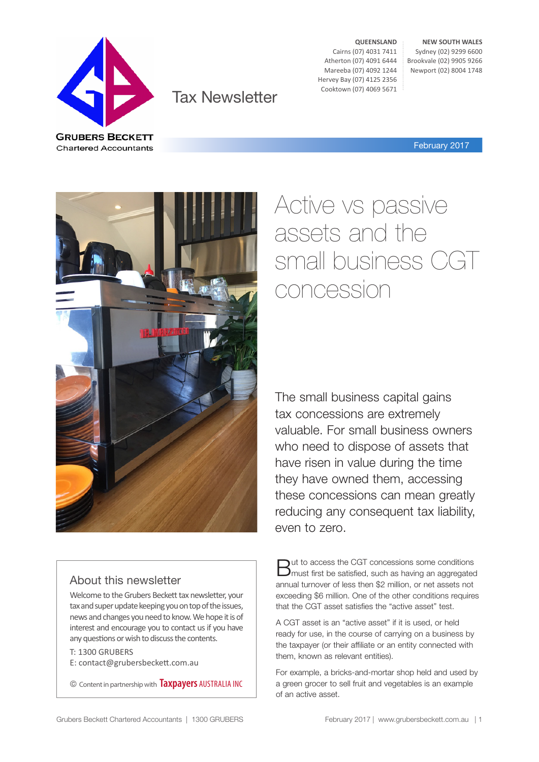GRUBERS BECKETT
Chartered Accountants

Tax Newsletter

**QUEENSLAND**
Cairns (07) 4031 7411
Atherton (07) 4091 6444
Mareeba (07) 4092 1244
Hervey Bay (07) 4125 2356
Cooktown (07) 4069 5671

**NEW SOUTH WALES**
Sydney (02) 9299 6600
Brookvale (02) 9905 9266
Newport (02) 8004 1748

February 2017

# Active vs passive assets and the small business CGT concession

The small business capital gains tax concessions are extremely valuable. For small business owners who need to dispose of assets that have risen in value during the time they have owned them, accessing these concessions can mean greatly reducing any consequent tax liability, even to zero.

But to access the CGT concessions some conditions must first be satisfied, such as having an aggregated annual turnover of less then $2 million, or net assets not exceeding $6 million. One of the other conditions requires that the CGT asset satisfies the "active asset" test.

A CGT asset is an "active asset" if it is used, or held ready for use, in the course of carrying on a business by the taxpayer (or their affiliate or an entity connected with them, known as relevant entities).

For example, a bricks-and-mortar shop held and used by a green grocer to sell fruit and vegetables is an example of an active asset.

## About this newsletter

Welcome to the Grubers Beckett tax newsletter, your tax and super update keeping you on top of the issues, news and changes you need to know. We hope it is of interest and encourage you to contact us if you have any questions or wish to discuss the contents.

T: 1300 GRUBERS
E: contact@grubersbeckett.com.au

© Content in partnership with Taxpayers AUSTRALIA INC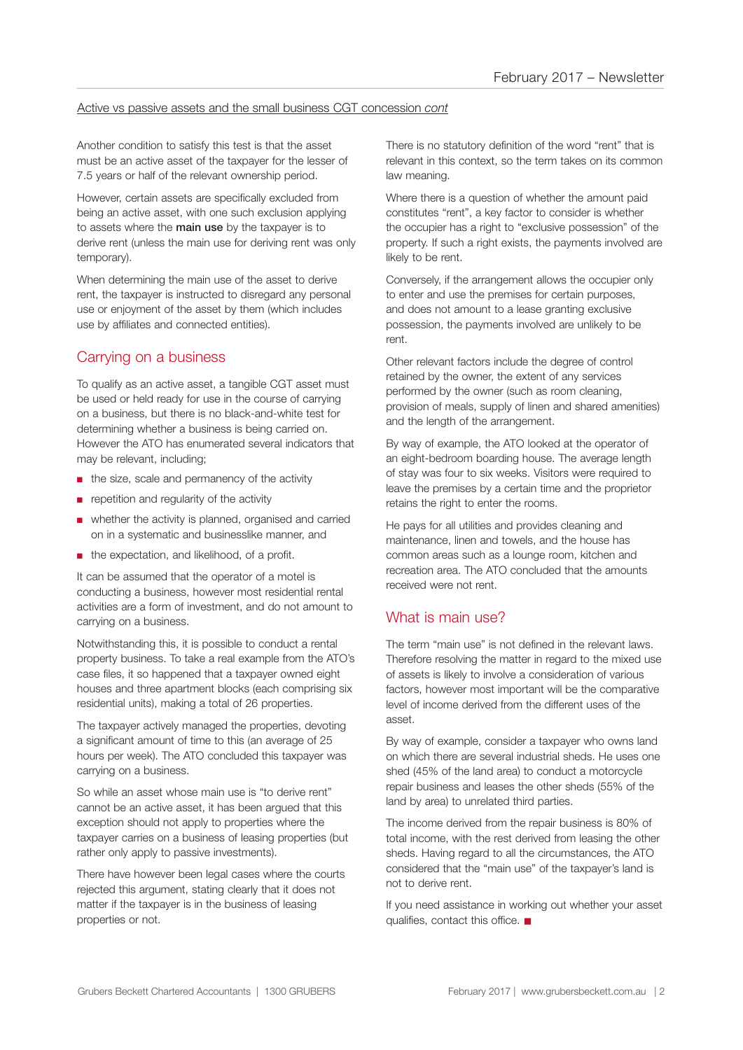Active vs passive assets and the small business CGT concession *cont*

Another condition to satisfy this test is that the asset must be an active asset of the taxpayer for the lesser of 7.5 years or half of the relevant ownership period.

However, certain assets are specifically excluded from being an active asset, with one such exclusion applying to assets where the **main use** by the taxpayer is to derive rent (unless the main use for deriving rent was only temporary).

When determining the main use of the asset to derive rent, the taxpayer is instructed to disregard any personal use or enjoyment of the asset by them (which includes use by affiliates and connected entities).

## Carrying on a business

To qualify as an active asset, a tangible CGT asset must be used or held ready for use in the course of carrying on a business, but there is no black-and-white test for determining whether a business is being carried on. However the ATO has enumerated several indicators that may be relevant, including;

- the size, scale and permanency of the activity
- repetition and regularity of the activity
- whether the activity is planned, organised and carried on in a systematic and businesslike manner, and
- the expectation, and likelihood, of a profit.

It can be assumed that the operator of a motel is conducting a business, however most residential rental activities are a form of investment, and do not amount to carrying on a business.

Notwithstanding this, it is possible to conduct a rental property business. To take a real example from the ATO's case files, it so happened that a taxpayer owned eight houses and three apartment blocks (each comprising six residential units), making a total of 26 properties.

The taxpayer actively managed the properties, devoting a significant amount of time to this (an average of 25 hours per week). The ATO concluded this taxpayer was carrying on a business.

So while an asset whose main use is "to derive rent" cannot be an active asset, it has been argued that this exception should not apply to properties where the taxpayer carries on a business of leasing properties (but rather only apply to passive investments).

There have however been legal cases where the courts rejected this argument, stating clearly that it does not matter if the taxpayer is in the business of leasing properties or not.

There is no statutory definition of the word "rent" that is relevant in this context, so the term takes on its common law meaning.

Where there is a question of whether the amount paid constitutes "rent", a key factor to consider is whether the occupier has a right to "exclusive possession" of the property. If such a right exists, the payments involved are likely to be rent.

Conversely, if the arrangement allows the occupier only to enter and use the premises for certain purposes, and does not amount to a lease granting exclusive possession, the payments involved are unlikely to be rent.

Other relevant factors include the degree of control retained by the owner, the extent of any services performed by the owner (such as room cleaning, provision of meals, supply of linen and shared amenities) and the length of the arrangement.

By way of example, the ATO looked at the operator of an eight-bedroom boarding house. The average length of stay was four to six weeks. Visitors were required to leave the premises by a certain time and the proprietor retains the right to enter the rooms.

He pays for all utilities and provides cleaning and maintenance, linen and towels, and the house has common areas such as a lounge room, kitchen and recreation area. The ATO concluded that the amounts received were not rent.

## What is main use?

The term "main use" is not defined in the relevant laws. Therefore resolving the matter in regard to the mixed use of assets is likely to involve a consideration of various factors, however most important will be the comparative level of income derived from the different uses of the asset.

By way of example, consider a taxpayer who owns land on which there are several industrial sheds. He uses one shed (45% of the land area) to conduct a motorcycle repair business and leases the other sheds (55% of the land by area) to unrelated third parties.

The income derived from the repair business is 80% of total income, with the rest derived from leasing the other sheds. Having regard to all the circumstances, the ATO considered that the "main use" of the taxpayer's land is not to derive rent.

If you need assistance in working out whether your asset qualifies, contact this office. ■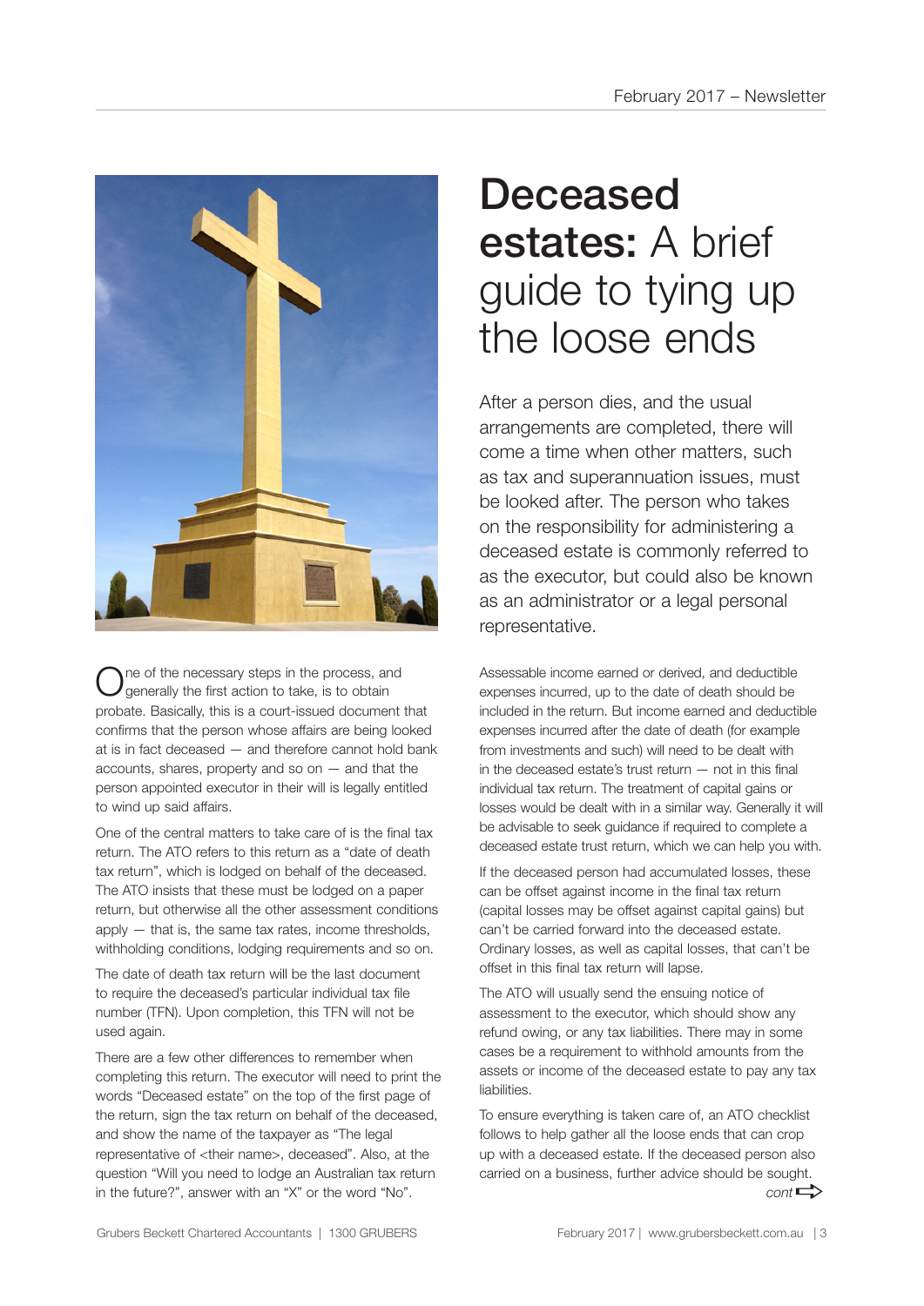# Deceased estates: A brief guide to tying up the loose ends

After a person dies, and the usual arrangements are completed, there will come a time when other matters, such as tax and superannuation issues, must be looked after. The person who takes on the responsibility for administering a deceased estate is commonly referred to as the executor, but could also be known as an administrator or a legal personal representative.

One of the necessary steps in the process, and generally the first action to take, is to obtain probate. Basically, this is a court-issued document that confirms that the person whose affairs are being looked at is in fact deceased — and therefore cannot hold bank accounts, shares, property and so on — and that the person appointed executor in their will is legally entitled to wind up said affairs.

One of the central matters to take care of is the final tax return. The ATO refers to this return as a "date of death tax return", which is lodged on behalf of the deceased. The ATO insists that these must be lodged on a paper return, but otherwise all the other assessment conditions apply — that is, the same tax rates, income thresholds, withholding conditions, lodging requirements and so on.

The date of death tax return will be the last document to require the deceased's particular individual tax file number (TFN). Upon completion, this TFN will not be used again.

There are a few other differences to remember when completing this return. The executor will need to print the words "Deceased estate" on the top of the first page of the return, sign the tax return on behalf of the deceased, and show the name of the taxpayer as "The legal representative of <their name>, deceased". Also, at the question "Will you need to lodge an Australian tax return in the future?", answer with an "X" or the word "No".

Assessable income earned or derived, and deductible expenses incurred, up to the date of death should be included in the return. But income earned and deductible expenses incurred after the date of death (for example from investments and such) will need to be dealt with in the deceased estate's trust return — not in this final individual tax return. The treatment of capital gains or losses would be dealt with in a similar way. Generally it will be advisable to seek guidance if required to complete a deceased estate trust return, which we can help you with.

If the deceased person had accumulated losses, these can be offset against income in the final tax return (capital losses may be offset against capital gains) but can't be carried forward into the deceased estate. Ordinary losses, as well as capital losses, that can't be offset in this final tax return will lapse.

The ATO will usually send the ensuing notice of assessment to the executor, which should show any refund owing, or any tax liabilities. There may in some cases be a requirement to withhold amounts from the assets or income of the deceased estate to pay any tax liabilities.

To ensure everything is taken care of, an ATO checklist follows to help gather all the loose ends that can crop up with a deceased estate. If the deceased person also carried on a business, further advice should be sought.

*cont* ⇨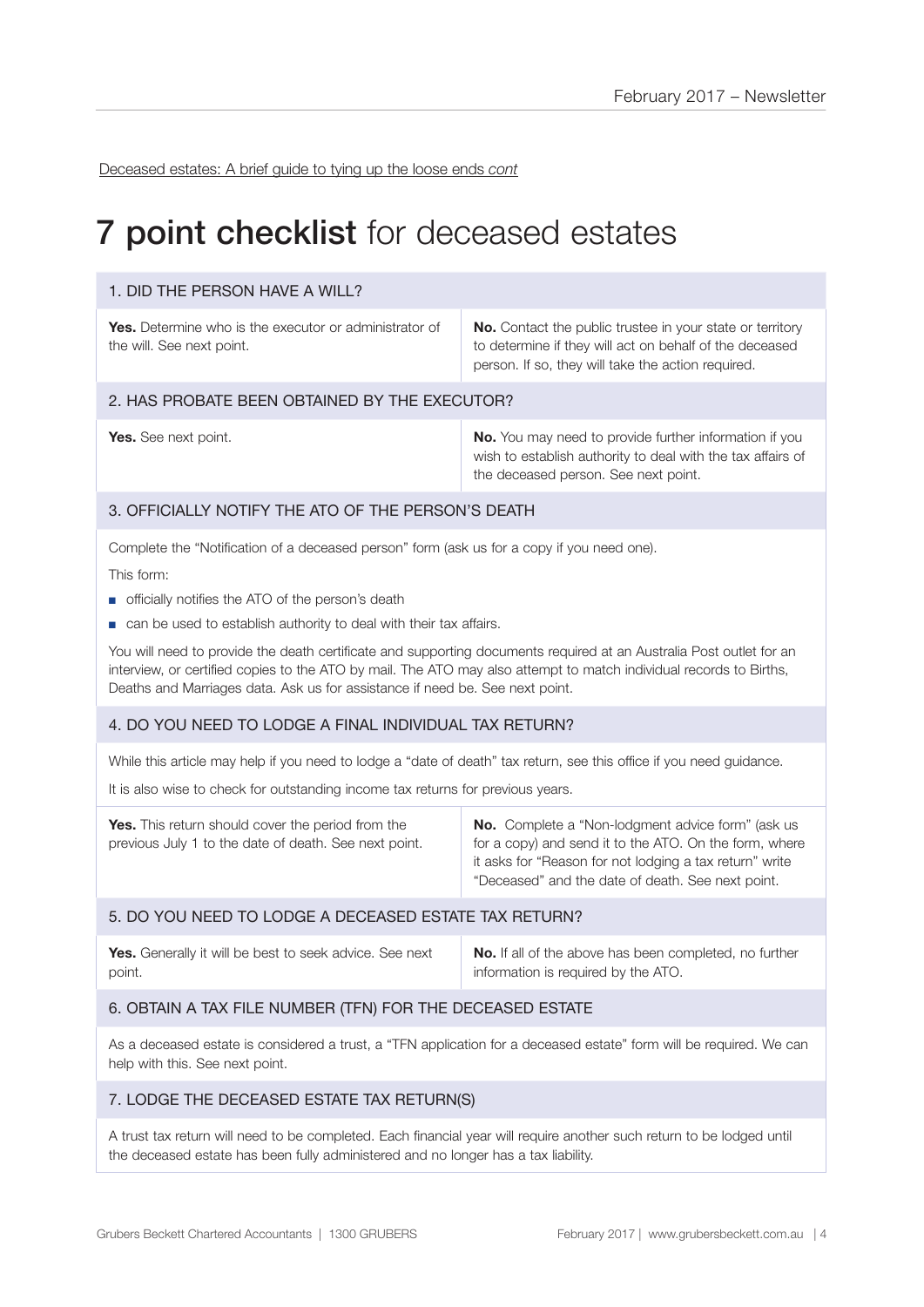Deceased estates: A brief guide to tying up the loose ends *cont*

# **7 point checklist** for deceased estates

## 1. DID THE PERSON HAVE A WILL?

**Yes.** Determine who is the executor or administrator of the will. See next point.

**No.** Contact the public trustee in your state or territory to determine if they will act on behalf of the deceased person. If so, they will take the action required.

## 2. HAS PROBATE BEEN OBTAINED BY THE EXECUTOR?

**Yes.** See next point.

**No.** You may need to provide further information if you wish to establish authority to deal with the tax affairs of the deceased person. See next point.

## 3. OFFICIALLY NOTIFY THE ATO OF THE PERSON'S DEATH

Complete the "Notification of a deceased person" form (ask us for a copy if you need one).

This form:

- officially notifies the ATO of the person's death
- can be used to establish authority to deal with their tax affairs.

You will need to provide the death certificate and supporting documents required at an Australia Post outlet for an interview, or certified copies to the ATO by mail. The ATO may also attempt to match individual records to Births, Deaths and Marriages data. Ask us for assistance if need be. See next point.

## 4. DO YOU NEED TO LODGE A FINAL INDIVIDUAL TAX RETURN?

While this article may help if you need to lodge a "date of death" tax return, see this office if you need guidance.

It is also wise to check for outstanding income tax returns for previous years.

**Yes.** This return should cover the period from the previous July 1 to the date of death. See next point.

**No.** Complete a "Non-lodgment advice form" (ask us for a copy) and send it to the ATO. On the form, where it asks for "Reason for not lodging a tax return" write "Deceased" and the date of death. See next point.

## 5. DO YOU NEED TO LODGE A DECEASED ESTATE TAX RETURN?

**Yes.** Generally it will be best to seek advice. See next point.

**No.** If all of the above has been completed, no further information is required by the ATO.

## 6. OBTAIN A TAX FILE NUMBER (TFN) FOR THE DECEASED ESTATE

As a deceased estate is considered a trust, a "TFN application for a deceased estate" form will be required. We can help with this. See next point.

## 7. LODGE THE DECEASED ESTATE TAX RETURN(S)

A trust tax return will need to be completed. Each financial year will require another such return to be lodged until the deceased estate has been fully administered and no longer has a tax liability.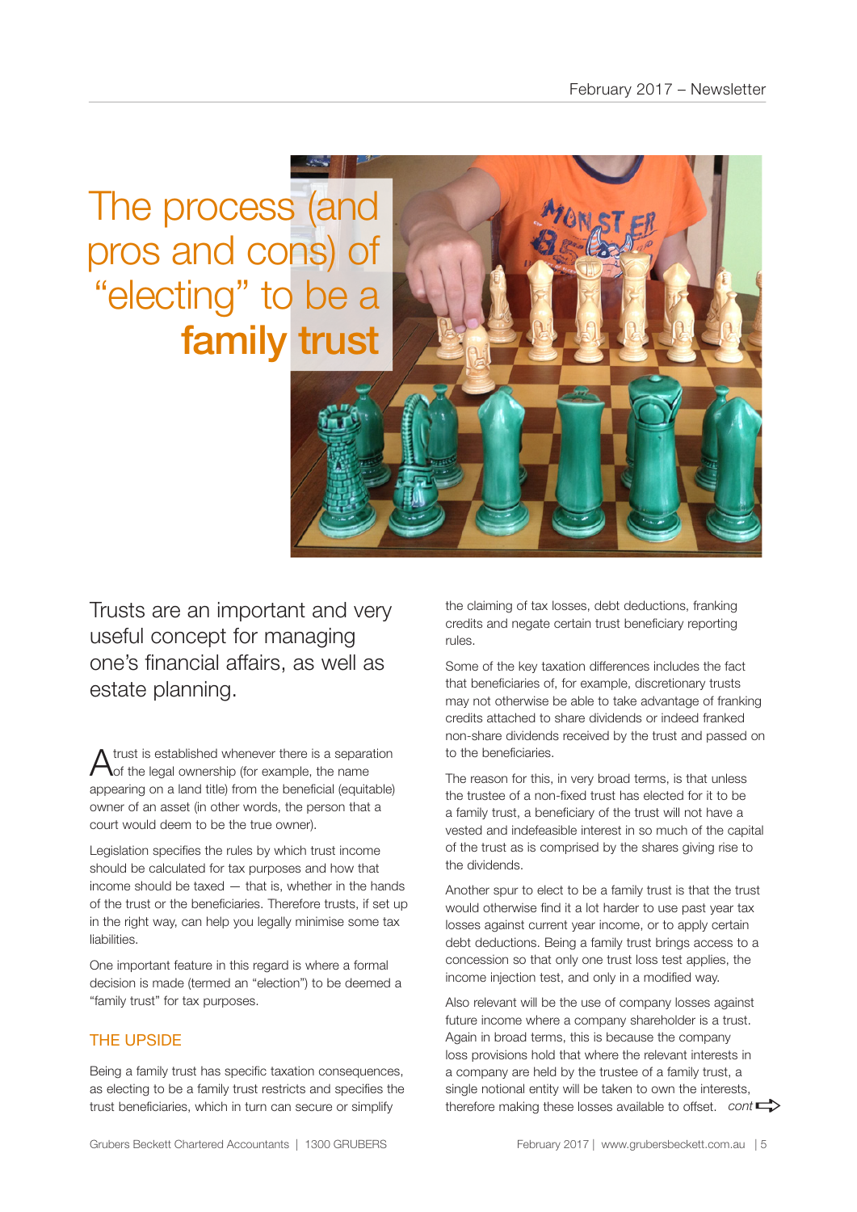# The process (and pros and cons) of "electing" to be a **family trust**

Trusts are an important and very useful concept for managing one's financial affairs, as well as estate planning.

A trust is established whenever there is a separation of the legal ownership (for example, the name appearing on a land title) from the beneficial (equitable) owner of an asset (in other words, the person that a court would deem to be the true owner).

Legislation specifies the rules by which trust income should be calculated for tax purposes and how that income should be taxed — that is, whether in the hands of the trust or the beneficiaries. Therefore trusts, if set up in the right way, can help you legally minimise some tax liabilities.

One important feature in this regard is where a formal decision is made (termed an "election") to be deemed a "family trust" for tax purposes.

## THE UPSIDE

Being a family trust has specific taxation consequences, as electing to be a family trust restricts and specifies the trust beneficiaries, which in turn can secure or simplify the claiming of tax losses, debt deductions, franking credits and negate certain trust beneficiary reporting rules.

Some of the key taxation differences includes the fact that beneficiaries of, for example, discretionary trusts may not otherwise be able to take advantage of franking credits attached to share dividends or indeed franked non-share dividends received by the trust and passed on to the beneficiaries.

The reason for this, in very broad terms, is that unless the trustee of a non-fixed trust has elected for it to be a family trust, a beneficiary of the trust will not have a vested and indefeasible interest in so much of the capital of the trust as is comprised by the shares giving rise to the dividends.

Another spur to elect to be a family trust is that the trust would otherwise find it a lot harder to use past year tax losses against current year income, or to apply certain debt deductions. Being a family trust brings access to a concession so that only one trust loss test applies, the income injection test, and only in a modified way.

Also relevant will be the use of company losses against future income where a company shareholder is a trust. Again in broad terms, this is because the company loss provisions hold that where the relevant interests in a company are held by the trustee of a family trust, a single notional entity will be taken to own the interests, therefore making these losses available to offset. *cont*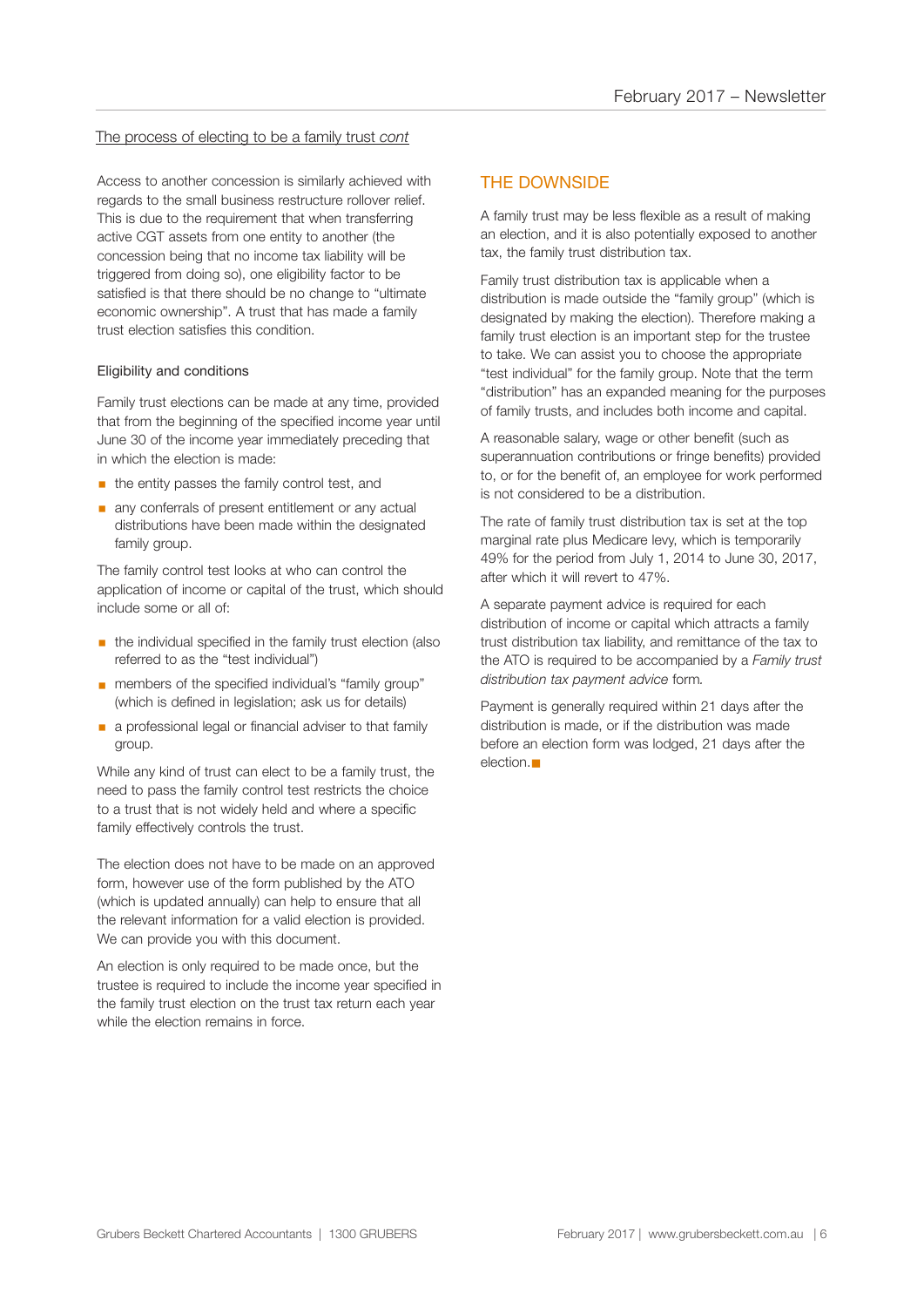The process of electing to be a family trust *cont*

Access to another concession is similarly achieved with regards to the small business restructure rollover relief. This is due to the requirement that when transferring active CGT assets from one entity to another (the concession being that no income tax liability will be triggered from doing so), one eligibility factor to be satisfied is that there should be no change to "ultimate economic ownership". A trust that has made a family trust election satisfies this condition.

### Eligibility and conditions

Family trust elections can be made at any time, provided that from the beginning of the specified income year until June 30 of the income year immediately preceding that in which the election is made:

- the entity passes the family control test, and
- any conferrals of present entitlement or any actual distributions have been made within the designated family group.

The family control test looks at who can control the application of income or capital of the trust, which should include some or all of:

- the individual specified in the family trust election (also referred to as the "test individual")
- members of the specified individual's "family group" (which is defined in legislation; ask us for details)
- a professional legal or financial adviser to that family group.

While any kind of trust can elect to be a family trust, the need to pass the family control test restricts the choice to a trust that is not widely held and where a specific family effectively controls the trust.

The election does not have to be made on an approved form, however use of the form published by the ATO (which is updated annually) can help to ensure that all the relevant information for a valid election is provided. We can provide you with this document.

An election is only required to be made once, but the trustee is required to include the income year specified in the family trust election on the trust tax return each year while the election remains in force.

## THE DOWNSIDE

A family trust may be less flexible as a result of making an election, and it is also potentially exposed to another tax, the family trust distribution tax.

Family trust distribution tax is applicable when a distribution is made outside the "family group" (which is designated by making the election). Therefore making a family trust election is an important step for the trustee to take. We can assist you to choose the appropriate "test individual" for the family group. Note that the term "distribution" has an expanded meaning for the purposes of family trusts, and includes both income and capital.

A reasonable salary, wage or other benefit (such as superannuation contributions or fringe benefits) provided to, or for the benefit of, an employee for work performed is not considered to be a distribution.

The rate of family trust distribution tax is set at the top marginal rate plus Medicare levy, which is temporarily 49% for the period from July 1, 2014 to June 30, 2017, after which it will revert to 47%.

A separate payment advice is required for each distribution of income or capital which attracts a family trust distribution tax liability, and remittance of the tax to the ATO is required to be accompanied by a *Family trust distribution tax payment advice* form.

Payment is generally required within 21 days after the distribution is made, or if the distribution was made before an election form was lodged, 21 days after the election. ■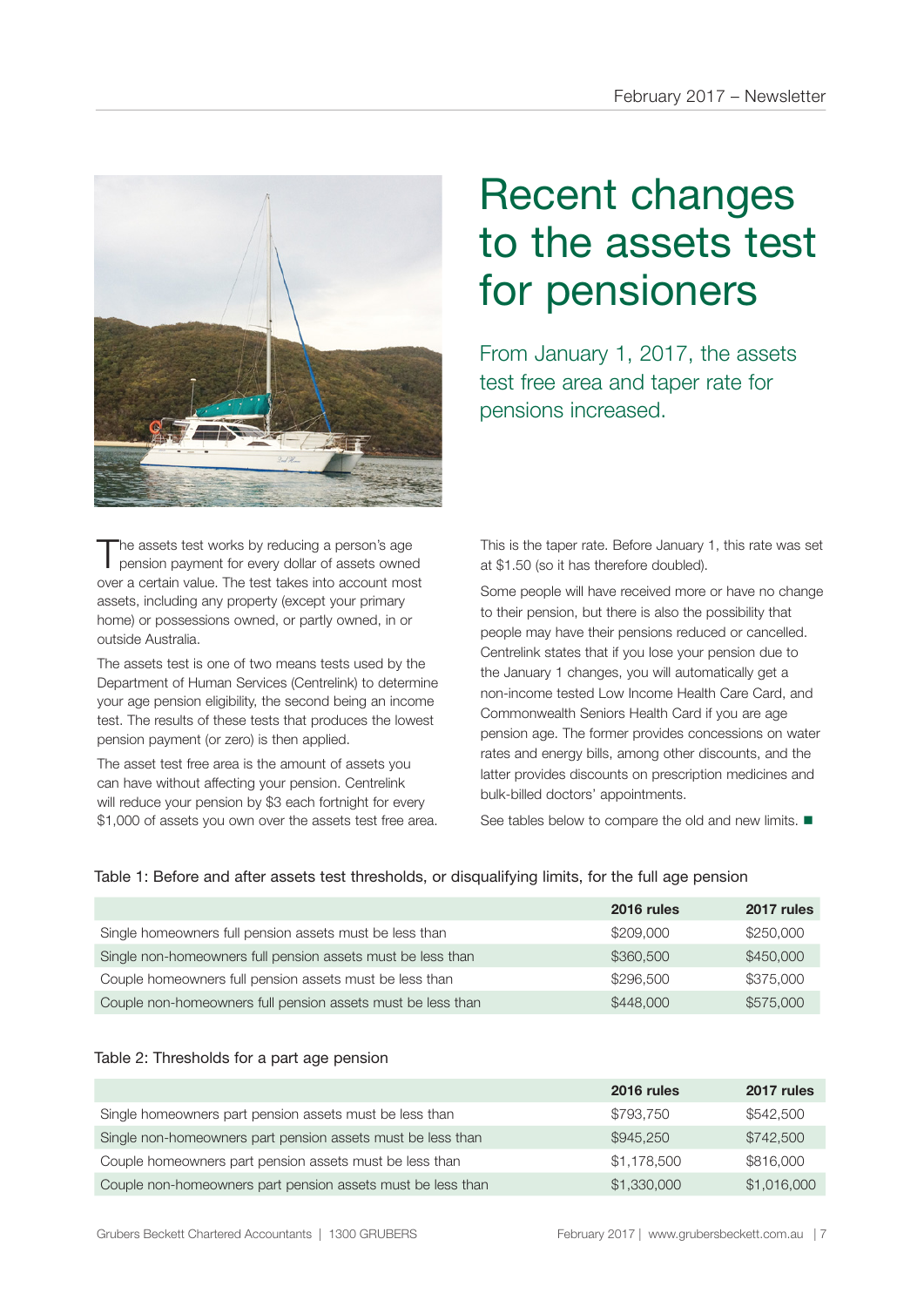# Recent changes to the assets test for pensioners

From January 1, 2017, the assets test free area and taper rate for pensions increased.

The assets test works by reducing a person's age pension payment for every dollar of assets owned over a certain value. The test takes into account most assets, including any property (except your primary home) or possessions owned, or partly owned, in or outside Australia.

The assets test is one of two means tests used by the Department of Human Services (Centrelink) to determine your age pension eligibility, the second being an income test. The results of these tests that produces the lowest pension payment (or zero) is then applied.

The asset test free area is the amount of assets you can have without affecting your pension. Centrelink will reduce your pension by $3 each fortnight for every $1,000 of assets you own over the assets test free area.

This is the taper rate. Before January 1, this rate was set at $1.50 (so it has therefore doubled).

Some people will have received more or have no change to their pension, but there is also the possibility that people may have their pensions reduced or cancelled. Centrelink states that if you lose your pension due to the January 1 changes, you will automatically get a non-income tested Low Income Health Care Card, and Commonwealth Seniors Health Card if you are age pension age. The former provides concessions on water rates and energy bills, among other discounts, and the latter provides discounts on prescription medicines and bulk-billed doctors' appointments.

See tables below to compare the old and new limits. ■

Table 1: Before and after assets test thresholds, or disqualifying limits, for the full age pension

| | 2016 rules | 2017 rules |
|---|---|---|
| Single homeowners full pension assets must be less than | $209,000 | $250,000 |
| Single non-homeowners full pension assets must be less than | $360,500 | $450,000 |
| Couple homeowners full pension assets must be less than | $296,500 | $375,000 |
| Couple non-homeowners full pension assets must be less than | $448,000 | $575,000 |

Table 2: Thresholds for a part age pension

| | 2016 rules | 2017 rules |
|---|---|---|
| Single homeowners part pension assets must be less than | $793,750 | $542,500 |
| Single non-homeowners part pension assets must be less than | $945,250 | $742,500 |
| Couple homeowners part pension assets must be less than | $1,178,500 | $816,000 |
| Couple non-homeowners part pension assets must be less than | $1,330,000 | $1,016,000 |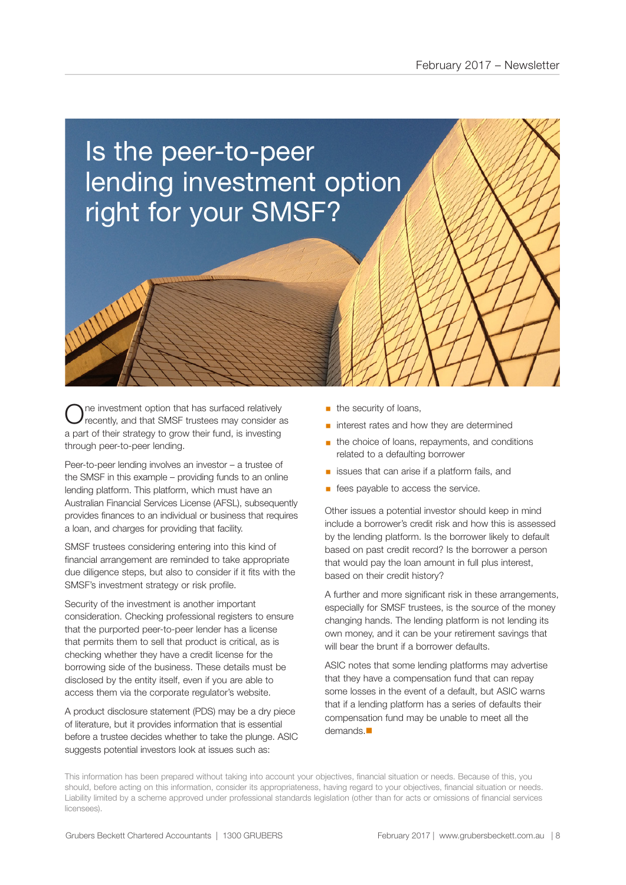# Is the peer-to-peer lending investment option right for your SMSF?

One investment option that has surfaced relatively recently, and that SMSF trustees may consider as a part of their strategy to grow their fund, is investing through peer-to-peer lending.

Peer-to-peer lending involves an investor – a trustee of the SMSF in this example – providing funds to an online lending platform. This platform, which must have an Australian Financial Services License (AFSL), subsequently provides finances to an individual or business that requires a loan, and charges for providing that facility.

SMSF trustees considering entering into this kind of financial arrangement are reminded to take appropriate due diligence steps, but also to consider if it fits with the SMSF's investment strategy or risk profile.

Security of the investment is another important consideration. Checking professional registers to ensure that the purported peer-to-peer lender has a license that permits them to sell that product is critical, as is checking whether they have a credit license for the borrowing side of the business. These details must be disclosed by the entity itself, even if you are able to access them via the corporate regulator's website.

A product disclosure statement (PDS) may be a dry piece of literature, but it provides information that is essential before a trustee decides whether to take the plunge. ASIC suggests potential investors look at issues such as:

- the security of loans,
- interest rates and how they are determined
- the choice of loans, repayments, and conditions related to a defaulting borrower
- issues that can arise if a platform fails, and
- fees payable to access the service.

Other issues a potential investor should keep in mind include a borrower's credit risk and how this is assessed by the lending platform. Is the borrower likely to default based on past credit record? Is the borrower a person that would pay the loan amount in full plus interest, based on their credit history?

A further and more significant risk in these arrangements, especially for SMSF trustees, is the source of the money changing hands. The lending platform is not lending its own money, and it can be your retirement savings that will bear the brunt if a borrower defaults.

ASIC notes that some lending platforms may advertise that they have a compensation fund that can repay some losses in the event of a default, but ASIC warns that if a lending platform has a series of defaults their compensation fund may be unable to meet all the demands.

This information has been prepared without taking into account your objectives, financial situation or needs. Because of this, you should, before acting on this information, consider its appropriateness, having regard to your objectives, financial situation or needs. Liability limited by a scheme approved under professional standards legislation (other than for acts or omissions of financial services licensees).